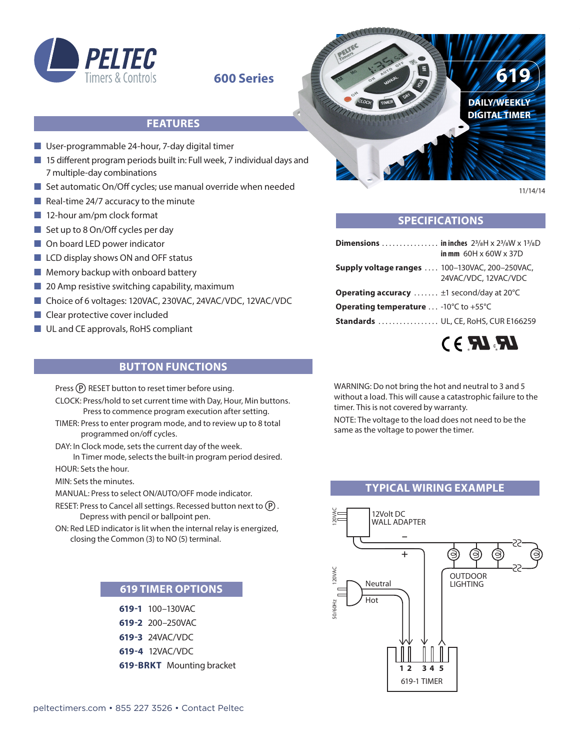# PELTEC Timers & Controls

## 600 Series

# 619 DAILY/WEEKLY DIGITAL TIMER

11/14/14

## FEATURES

- User-programmable 24-hour, 7-day digital timer
- 15 different program periods built in: Full week, 7 individual days and 7 multiple-day combinations
- Set automatic On/Off cycles; use manual override when needed
- Real-time 24/7 accuracy to the minute
- 12-hour am/pm clock format
- Set up to 8 On/Off cycles per day
- On board LED power indicator
- LCD display shows ON and OFF status
- Memory backup with onboard battery
- 20 Amp resistive switching capability, maximum
- Choice of 6 voltages: 120VAC, 230VAC, 24VAC/VDC, 12VAC/VDC
- Clear protective cover included
- UL and CE approvals, RoHS compliant

## SPECIFICATIONS

| | |
|---|---|
| **Dimensions** | **in inches** 2³/₈H x 2³/₈W x 1³/₈D<br>**in mm** 60H x 60W x 37D |
| **Supply voltage ranges** | 100–130VAC, 200–250VAC, 24VAC/VDC, 12VAC/VDC |
| **Operating accuracy** | ±1 second/day at 20°C |
| **Operating temperature** | -10°C to +55°C |
| **Standards** | UL, CE, RoHS, CUR E166259 |

## BUTTON FUNCTIONS

Press Ⓟ RESET button to reset timer before using.

CLOCK: Press/hold to set current time with Day, Hour, Min buttons. Press to commence program execution after setting.

TIMER: Press to enter program mode, and to review up to 8 total programmed on/off cycles.

DAY: In Clock mode, sets the current day of the week. In Timer mode, selects the built-in program period desired.

HOUR: Sets the hour.

MIN: Sets the minutes.

MANUAL: Press to select ON/AUTO/OFF mode indicator.

RESET: Press to Cancel all settings. Recessed button next to Ⓟ. Depress with pencil or ballpoint pen.

ON: Red LED indicator is lit when the internal relay is energized, closing the Common (3) to NO (5) terminal.

WARNING: Do not bring the hot and neutral to 3 and 5 without a load. This will cause a catastrophic failure to the timer. This is not covered by warranty.

NOTE: The voltage to the load does not need to be the same as the voltage to power the timer.

## 619 TIMER OPTIONS

- **619-1** 100–130VAC
- **619-2** 200–250VAC
- **619-3** 24VAC/VDC
- **619-4** 12VAC/VDC
- **619-BRKT** Mounting bracket

## TYPICAL WIRING EXAMPLE

120VAC — 12Volt DC WALL ADAPTER (–, +)

120VAC 50/60Hz — Neutral, Hot

OUTDOOR LIGHTING

1 2 3 4 5 — 619-1 TIMER

peltectimers.com • 855 227 3526 • Contact Peltec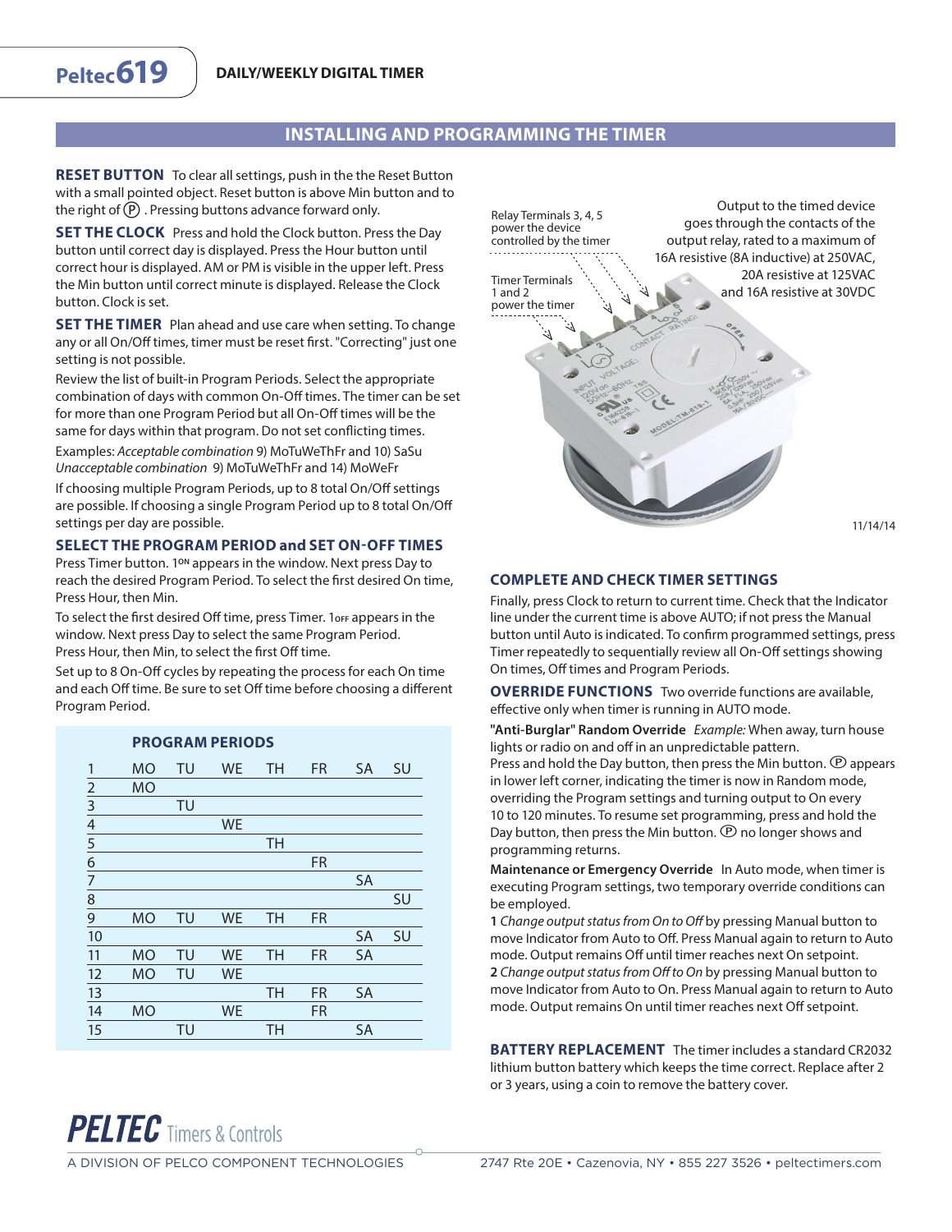Peltec619 | DAILY/WEEKLY DIGITAL TIMER

## INSTALLING AND PROGRAMMING THE TIMER

**RESET BUTTON** To clear all settings, push in the the Reset Button with a small pointed object. Reset button is above Min button and to the right of Ⓟ . Pressing buttons advance forward only.

**SET THE CLOCK** Press and hold the Clock button. Press the Day button until correct day is displayed. Press the Hour button until correct hour is displayed. AM or PM is visible in the upper left. Press the Min button until correct minute is displayed. Release the Clock button. Clock is set.

**SET THE TIMER** Plan ahead and use care when setting. To change any or all On/Off times, timer must be reset first. "Correcting" just one setting is not possible.

Review the list of built-in Program Periods. Select the appropriate combination of days with common On-Off times. The timer can be set for more than one Program Period but all On-Off times will be the same for days within that program. Do not set conflicting times.

Examples: *Acceptable combination* 9) MoTuWeThFr and 10) SaSu
*Unacceptable combination* 9) MoTuWeThFr and 14) MoWeFr

If choosing multiple Program Periods, up to 8 total On/Off settings are possible. If choosing a single Program Period up to 8 total On/Off settings per day are possible.

### SELECT THE PROGRAM PERIOD and SET ON-OFF TIMES

Press Timer button. 1ON appears in the window. Next press Day to reach the desired Program Period. To select the first desired On time, Press Hour, then Min.

To select the first desired Off time, press Timer. 1OFF appears in the window. Next press Day to select the same Program Period. Press Hour, then Min, to select the first Off time.

Set up to 8 On-Off cycles by repeating the process for each On time and each Off time. Be sure to set Off time before choosing a different Program Period.

**PROGRAM PERIODS**

| | | | | | | | |
|---|---|---|---|---|---|---|---|
| 1 | MO | TU | WE | TH | FR | SA | SU |
| 2 | MO | | | | | | |
| 3 | | TU | | | | | |
| 4 | | | WE | | | | |
| 5 | | | | TH | | | |
| 6 | | | | | FR | | |
| 7 | | | | | | SA | |
| 8 | | | | | | | SU |
| 9 | MO | TU | WE | TH | FR | | |
| 10 | | | | | | SA | SU |
| 11 | MO | TU | WE | TH | FR | SA | |
| 12 | MO | TU | WE | | | | |
| 13 | | | | TH | FR | SA | |
| 14 | MO | | WE | | FR | | |
| 15 | | TU | | TH | | SA | |

Relay Terminals 3, 4, 5 power the device controlled by the timer

Timer Terminals 1 and 2 power the timer

Output to the timed device goes through the contacts of the output relay, rated to a maximum of 16A resistive (8A inductive) at 250VAC, 20A resistive at 125VAC and 16A resistive at 30VDC

11/14/14

### COMPLETE AND CHECK TIMER SETTINGS

Finally, press Clock to return to current time. Check that the Indicator line under the current time is above AUTO; if not press the Manual button until Auto is indicated. To confirm programmed settings, press Timer repeatedly to sequentially review all On-Off settings showing On times, Off times and Program Periods.

**OVERRIDE FUNCTIONS** Two override functions are available, effective only when timer is running in AUTO mode.

**"Anti-Burglar" Random Override** *Example:* When away, turn house lights or radio on and off in an unpredictable pattern.
Press and hold the Day button, then press the Min button. Ⓟ appears in lower left corner, indicating the timer is now in Random mode, overriding the Program settings and turning output to On every 10 to 120 minutes. To resume set programming, press and hold the Day button, then press the Min button. Ⓟ no longer shows and programming returns.

**Maintenance or Emergency Override** In Auto mode, when timer is executing Program settings, two temporary override conditions can be employed.

**1** *Change output status from On to Off* by pressing Manual button to move Indicator from Auto to Off. Press Manual again to return to Auto mode. Output remains Off until timer reaches next On setpoint.

**2** *Change output status from Off to On* by pressing Manual button to move Indicator from Auto to On. Press Manual again to return to Auto mode. Output remains On until timer reaches next Off setpoint.

**BATTERY REPLACEMENT** The timer includes a standard CR2032 lithium button battery which keeps the time correct. Replace after 2 or 3 years, using a coin to remove the battery cover.

PELTEC Timers & Controls
A DIVISION OF PELCO COMPONENT TECHNOLOGIES
2747 Rte 20E • Cazenovia, NY • 855 227 3526 • peltectimers.com